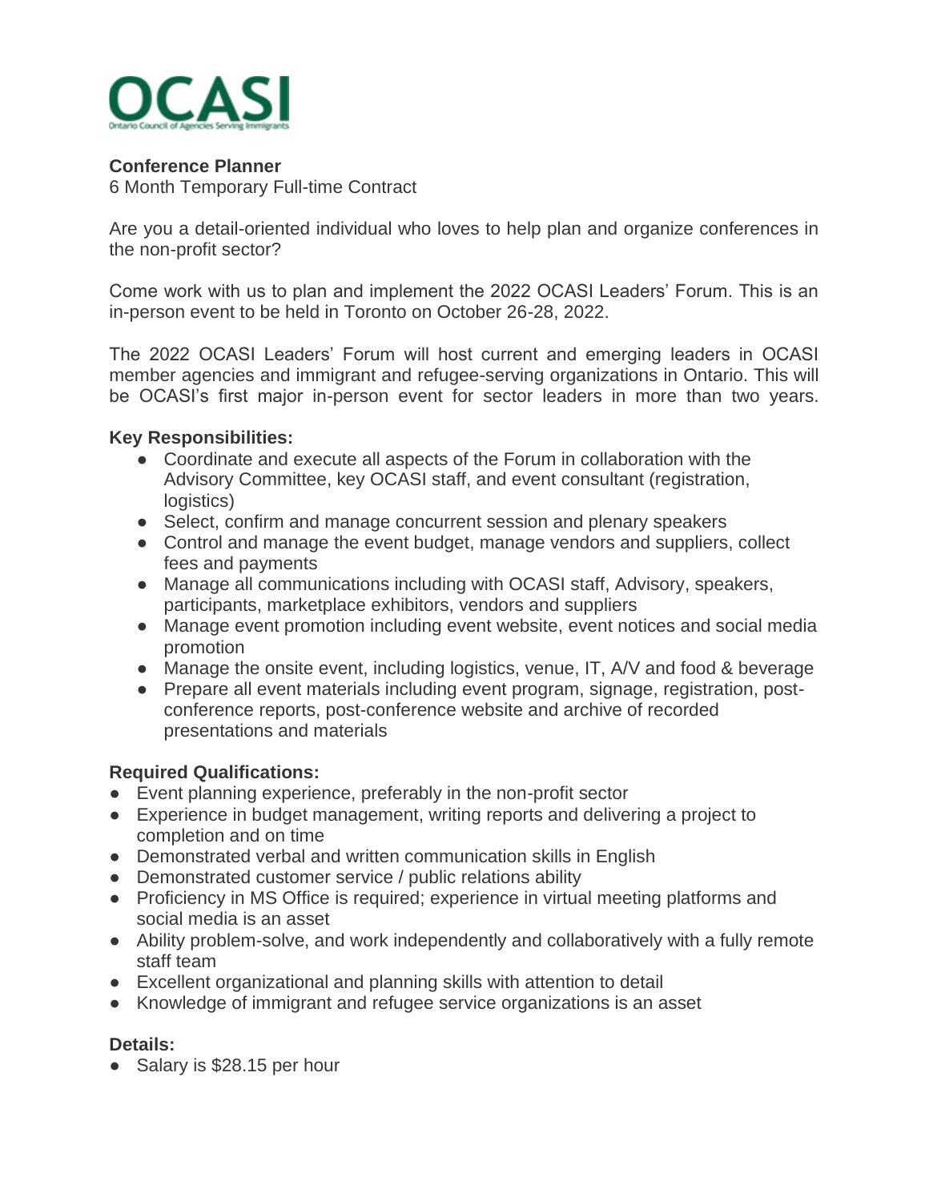**OCASI**

Ontario Council of Agencies Serving Immigrants

**Conference Planner**

6 Month Temporary Full-time Contract

Are you a detail-oriented individual who loves to help plan and organize conferences in the non-profit sector?

Come work with us to plan and implement the 2022 OCASI Leaders' Forum. This is an in-person event to be held in Toronto on October 26-28, 2022.

The 2022 OCASI Leaders' Forum will host current and emerging leaders in OCASI member agencies and immigrant and refugee-serving organizations in Ontario. This will be OCASI's first major in-person event for sector leaders in more than two years.

**Key Responsibilities:**

- Coordinate and execute all aspects of the Forum in collaboration with the Advisory Committee, key OCASI staff, and event consultant (registration, logistics)
- Select, confirm and manage concurrent session and plenary speakers
- Control and manage the event budget, manage vendors and suppliers, collect fees and payments
- Manage all communications including with OCASI staff, Advisory, speakers, participants, marketplace exhibitors, vendors and suppliers
- Manage event promotion including event website, event notices and social media promotion
- Manage the onsite event, including logistics, venue, IT, A/V and food & beverage
- Prepare all event materials including event program, signage, registration, post-conference reports, post-conference website and archive of recorded presentations and materials

**Required Qualifications:**

- Event planning experience, preferably in the non-profit sector
- Experience in budget management, writing reports and delivering a project to completion and on time
- Demonstrated verbal and written communication skills in English
- Demonstrated customer service / public relations ability
- Proficiency in MS Office is required; experience in virtual meeting platforms and social media is an asset
- Ability problem-solve, and work independently and collaboratively with a fully remote staff team
- Excellent organizational and planning skills with attention to detail
- Knowledge of immigrant and refugee service organizations is an asset

**Details:**

- Salary is $28.15 per hour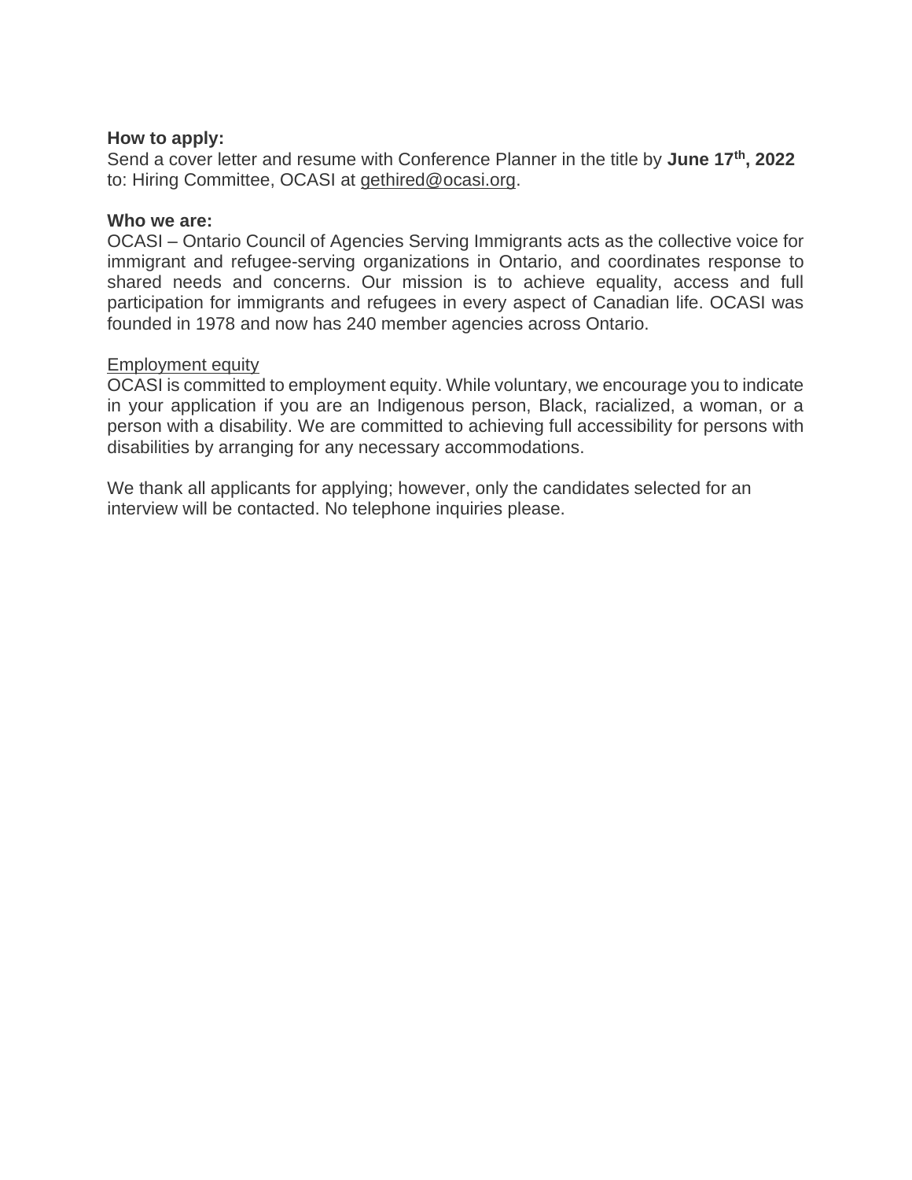**How to apply:**
Send a cover letter and resume with Conference Planner in the title by **June 17th, 2022** to: Hiring Committee, OCASI at gethired@ocasi.org.

**Who we are:**
OCASI – Ontario Council of Agencies Serving Immigrants acts as the collective voice for immigrant and refugee-serving organizations in Ontario, and coordinates response to shared needs and concerns. Our mission is to achieve equality, access and full participation for immigrants and refugees in every aspect of Canadian life. OCASI was founded in 1978 and now has 240 member agencies across Ontario.

Employment equity
OCASI is committed to employment equity. While voluntary, we encourage you to indicate in your application if you are an Indigenous person, Black, racialized, a woman, or a person with a disability. We are committed to achieving full accessibility for persons with disabilities by arranging for any necessary accommodations.

We thank all applicants for applying; however, only the candidates selected for an interview will be contacted. No telephone inquiries please.